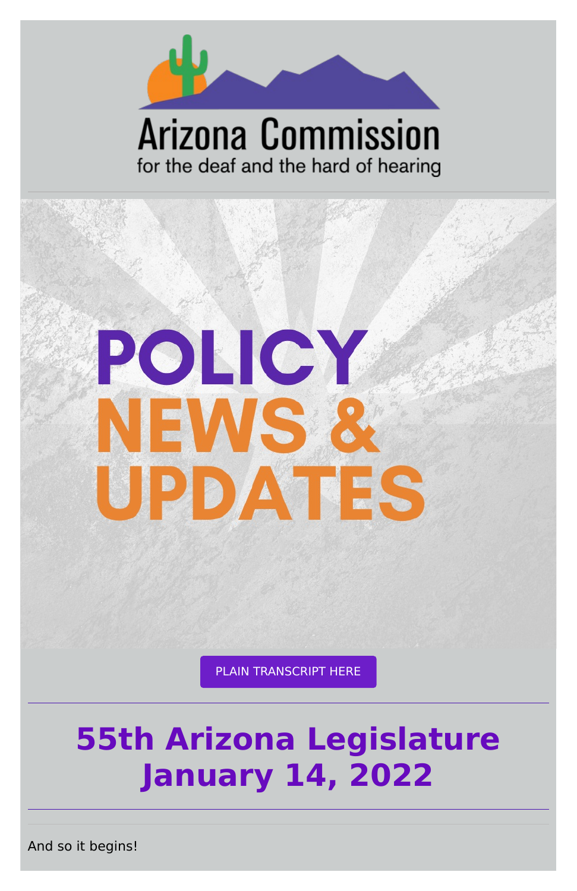Arizona Commission

for the deaf and the hard of hearing

# POLICY NEWS & UPDATES

PLAIN TRANSCRIPT HERE

---

## 55th Arizona Legislature
## January 14, 2022

---

And so it begins!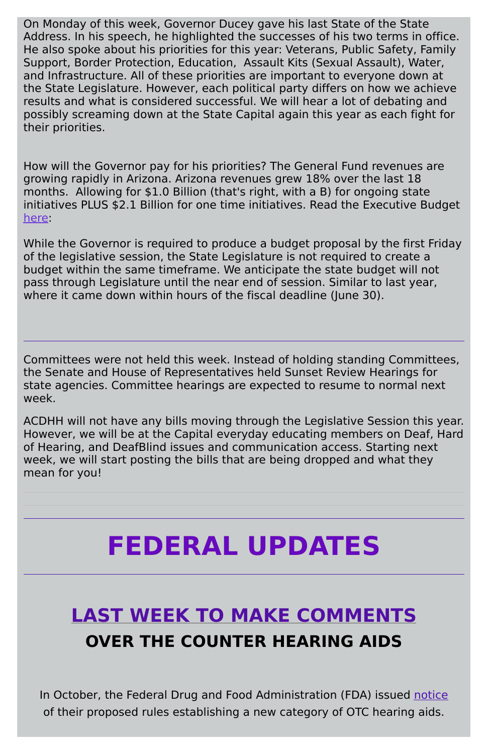On Monday of this week, Governor Ducey gave his last State of the State Address. In his speech, he highlighted the successes of his two terms in office. He also spoke about his priorities for this year: Veterans, Public Safety, Family Support, Border Protection, Education, Assault Kits (Sexual Assault), Water, and Infrastructure. All of these priorities are important to everyone down at the State Legislature. However, each political party differs on how we achieve results and what is considered successful. We will hear a lot of debating and possibly screaming down at the State Capital again this year as each fight for their priorities.

How will the Governor pay for his priorities? The General Fund revenues are growing rapidly in Arizona. Arizona revenues grew 18% over the last 18 months. Allowing for $1.0 Billion (that's right, with a B) for ongoing state initiatives PLUS $2.1 Billion for one time initiatives. Read the Executive Budget here:

While the Governor is required to produce a budget proposal by the first Friday of the legislative session, the State Legislature is not required to create a budget within the same timeframe. We anticipate the state budget will not pass through Legislature until the near end of session. Similar to last year, where it came down within hours of the fiscal deadline (June 30).

---

Committees were not held this week. Instead of holding standing Committees, the Senate and House of Representatives held Sunset Review Hearings for state agencies. Committee hearings are expected to resume to normal next week.

ACDHH will not have any bills moving through the Legislative Session this year. However, we will be at the Capital everyday educating members on Deaf, Hard of Hearing, and DeafBlind issues and communication access. Starting next week, we will start posting the bills that are being dropped and what they mean for you!

---

# FEDERAL UPDATES

---

## LAST WEEK TO MAKE COMMENTS

## OVER THE COUNTER HEARING AIDS

In October, the Federal Drug and Food Administration (FDA) issued notice of their proposed rules establishing a new category of OTC hearing aids.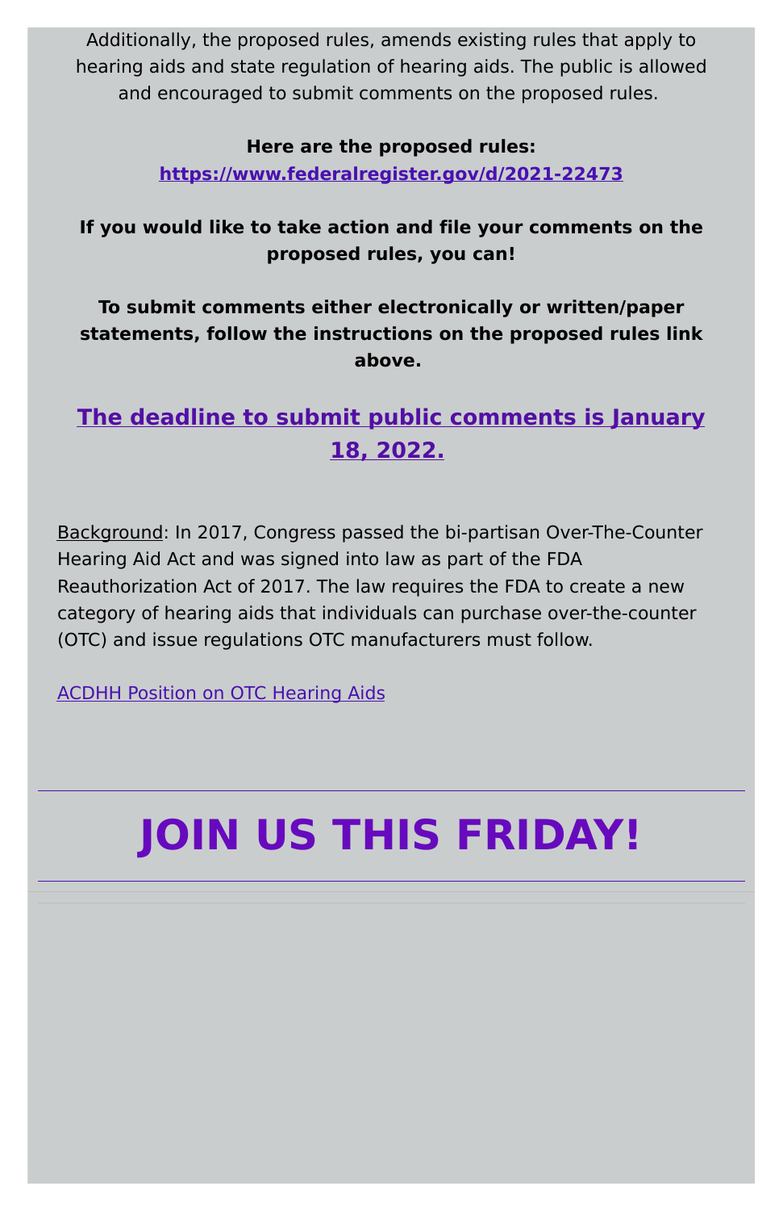Additionally, the proposed rules, amends existing rules that apply to hearing aids and state regulation of hearing aids. The public is allowed and encouraged to submit comments on the proposed rules.

**Here are the proposed rules:**
**https://www.federalregister.gov/d/2021-22473**

**If you would like to take action and file your comments on the proposed rules, you can!**

**To submit comments either electronically or written/paper statements, follow the instructions on the proposed rules link above.**

## The deadline to submit public comments is January 18, 2022.

Background: In 2017, Congress passed the bi-partisan Over-The-Counter Hearing Aid Act and was signed into law as part of the FDA Reauthorization Act of 2017. The law requires the FDA to create a new category of hearing aids that individuals can purchase over-the-counter (OTC) and issue regulations OTC manufacturers must follow.

ACDHH Position on OTC Hearing Aids

---

# JOIN US THIS FRIDAY!

---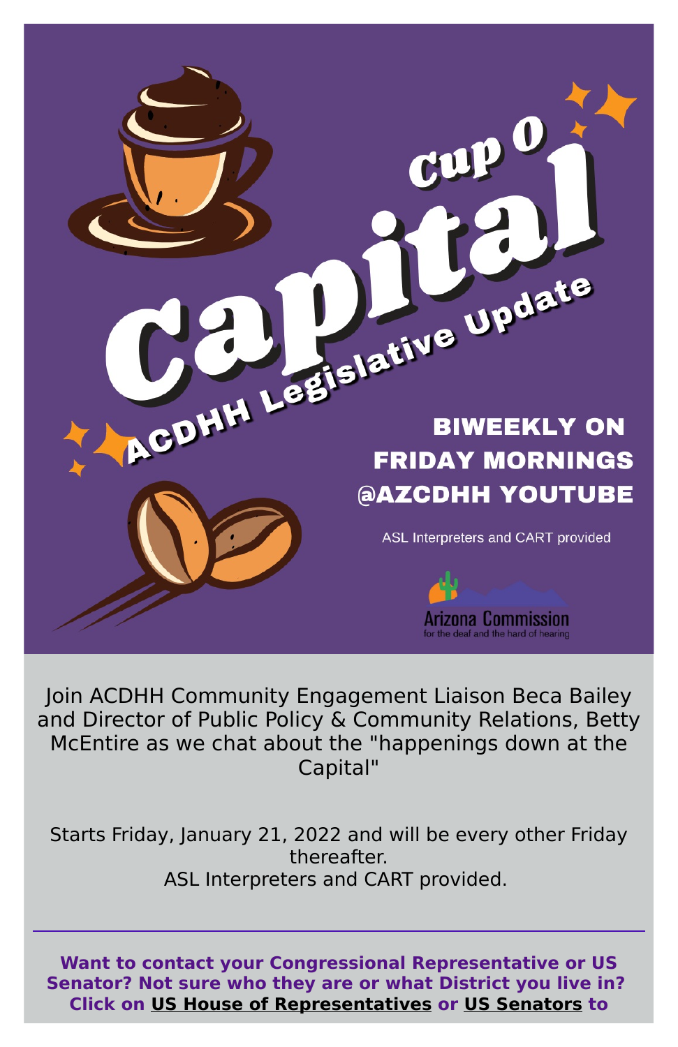# Cup O Capital

## ACDHH Legislative Update

**BIWEEKLY ON FRIDAY MORNINGS @AZCDHH YOUTUBE**

ASL Interpreters and CART provided

Arizona Commission for the deaf and the hard of hearing

Join ACDHH Community Engagement Liaison Beca Bailey and Director of Public Policy & Community Relations, Betty McEntire as we chat about the "happenings down at the Capital"

Starts Friday, January 21, 2022 and will be every other Friday thereafter.
ASL Interpreters and CART provided.

---

**Want to contact your Congressional Representative or US Senator? Not sure who they are or what District you live in? Click on US House of Representatives or US Senators to**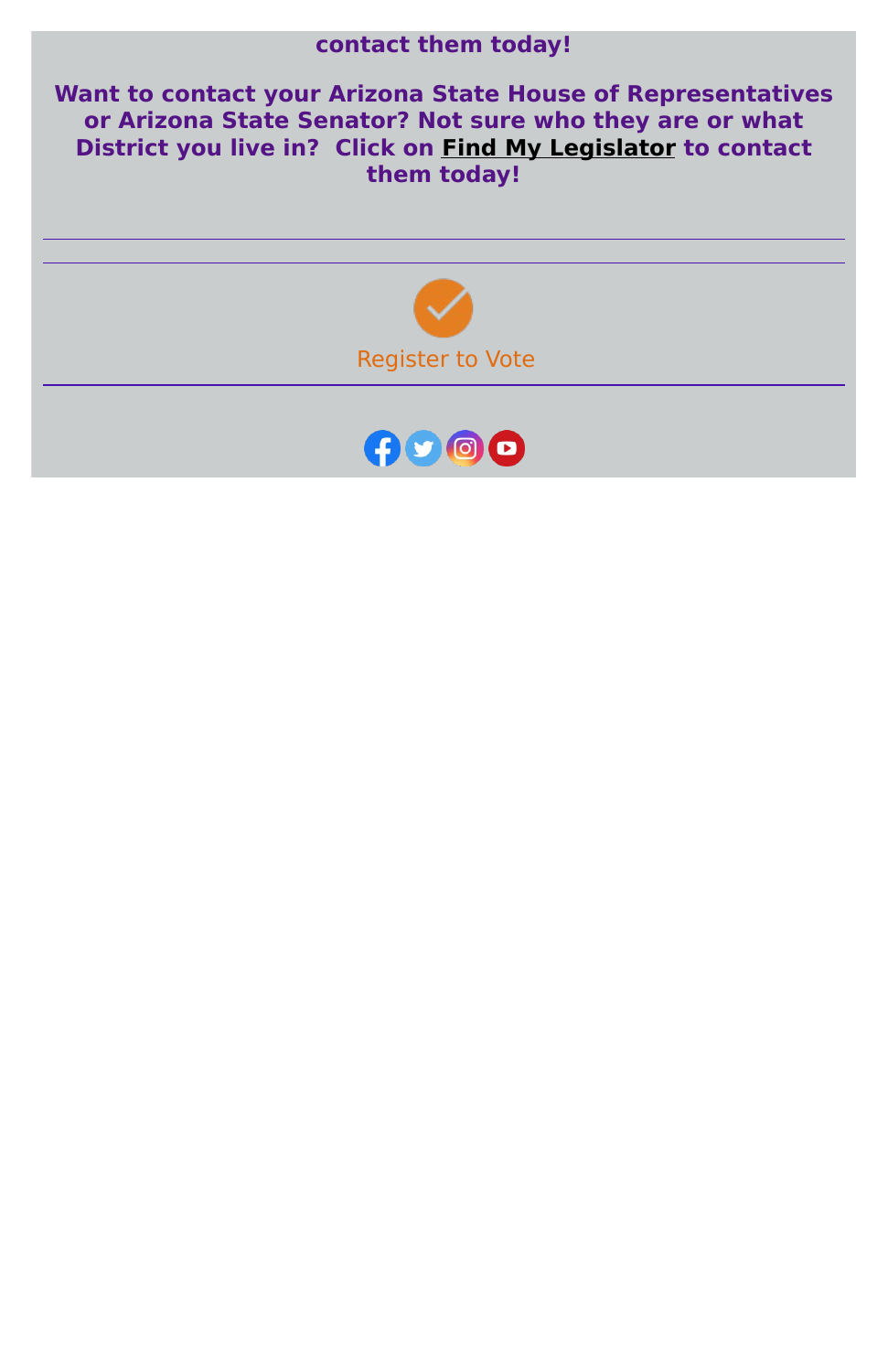**contact them today!**

**Want to contact your Arizona State House of Representatives or Arizona State Senator? Not sure who they are or what District you live in? Click on Find My Legislator to contact them today!**

---

---

Register to Vote

---